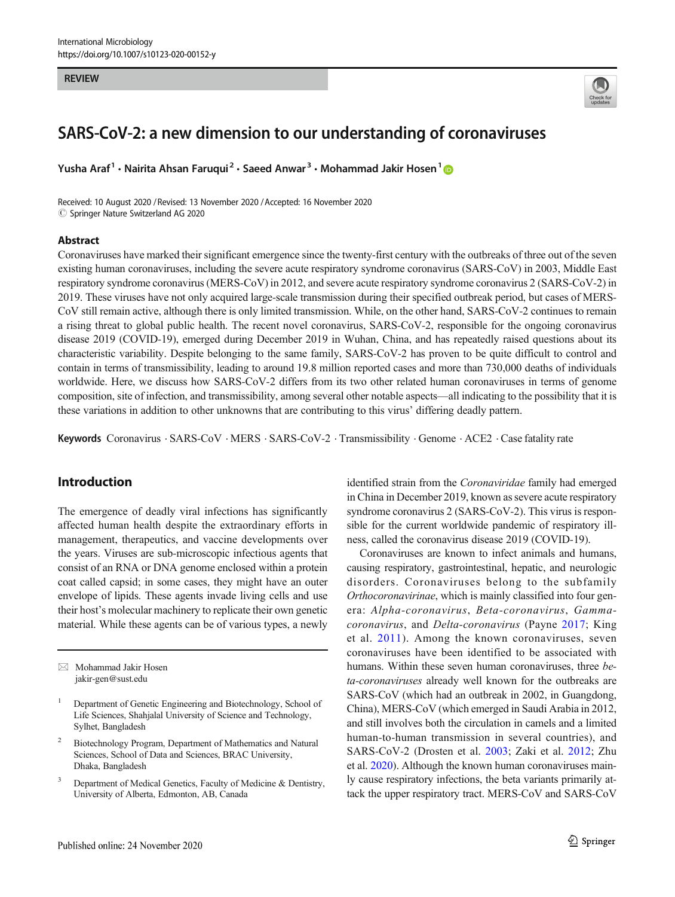International Microbiology
https://doi.org/10.1007/s10123-020-00152-y

REVIEW

# SARS-CoV-2: a new dimension to our understanding of coronaviruses

Yusha Araf[1] · Nairita Ahsan Faruqui[2] · Saeed Anwar[3] · Mohammad Jakir Hosen[1]

Received: 10 August 2020 / Revised: 13 November 2020 / Accepted: 16 November 2020
© Springer Nature Switzerland AG 2020

## Abstract

Coronaviruses have marked their significant emergence since the twenty-first century with the outbreaks of three out of the seven existing human coronaviruses, including the severe acute respiratory syndrome coronavirus (SARS-CoV) in 2003, Middle East respiratory syndrome coronavirus (MERS-CoV) in 2012, and severe acute respiratory syndrome coronavirus 2 (SARS-CoV-2) in 2019. These viruses have not only acquired large-scale transmission during their specified outbreak period, but cases of MERS-CoV still remain active, although there is only limited transmission. While, on the other hand, SARS-CoV-2 continues to remain a rising threat to global public health. The recent novel coronavirus, SARS-CoV-2, responsible for the ongoing coronavirus disease 2019 (COVID-19), emerged during December 2019 in Wuhan, China, and has repeatedly raised questions about its characteristic variability. Despite belonging to the same family, SARS-CoV-2 has proven to be quite difficult to control and contain in terms of transmissibility, leading to around 19.8 million reported cases and more than 730,000 deaths of individuals worldwide. Here, we discuss how SARS-CoV-2 differs from its two other related human coronaviruses in terms of genome composition, site of infection, and transmissibility, among several other notable aspects—all indicating to the possibility that it is these variations in addition to other unknowns that are contributing to this virus' differing deadly pattern.

**Keywords** Coronavirus · SARS-CoV · MERS · SARS-CoV-2 · Transmissibility · Genome · ACE2 · Case fatality rate

## Introduction

The emergence of deadly viral infections has significantly affected human health despite the extraordinary efforts in management, therapeutics, and vaccine developments over the years. Viruses are sub-microscopic infectious agents that consist of an RNA or DNA genome enclosed within a protein coat called capsid; in some cases, they might have an outer envelope of lipids. These agents invade living cells and use their host's molecular machinery to replicate their own genetic material. While these agents can be of various types, a newly identified strain from the *Coronaviridae* family had emerged in China in December 2019, known as severe acute respiratory syndrome coronavirus 2 (SARS-CoV-2). This virus is responsible for the current worldwide pandemic of respiratory illness, called the coronavirus disease 2019 (COVID-19).

Coronaviruses are known to infect animals and humans, causing respiratory, gastrointestinal, hepatic, and neurologic disorders. Coronaviruses belong to the subfamily *Orthocoronavirinae*, which is mainly classified into four genera: *Alpha-coronavirus*, *Beta-coronavirus*, *Gamma-coronavirus*, and *Delta-coronavirus* (Payne 2017; King et al. 2011). Among the known coronaviruses, seven coronaviruses have been identified to be associated with humans. Within these seven human coronaviruses, three *beta-coronaviruses* already well known for the outbreaks are SARS-CoV (which had an outbreak in 2002, in Guangdong, China), MERS-CoV (which emerged in Saudi Arabia in 2012, and still involves both the circulation in camels and a limited human-to-human transmission in several countries), and SARS-CoV-2 (Drosten et al. 2003; Zaki et al. 2012; Zhu et al. 2020). Although the known human coronaviruses mainly cause respiratory infections, the beta variants primarily attack the upper respiratory tract. MERS-CoV and SARS-CoV

---

✉ Mohammad Jakir Hosen
jakir-gen@sust.edu

[1] Department of Genetic Engineering and Biotechnology, School of Life Sciences, Shahjalal University of Science and Technology, Sylhet, Bangladesh

[2] Biotechnology Program, Department of Mathematics and Natural Sciences, School of Data and Sciences, BRAC University, Dhaka, Bangladesh

[3] Department of Medical Genetics, Faculty of Medicine & Dentistry, University of Alberta, Edmonton, AB, Canada

Published online: 24 November 2020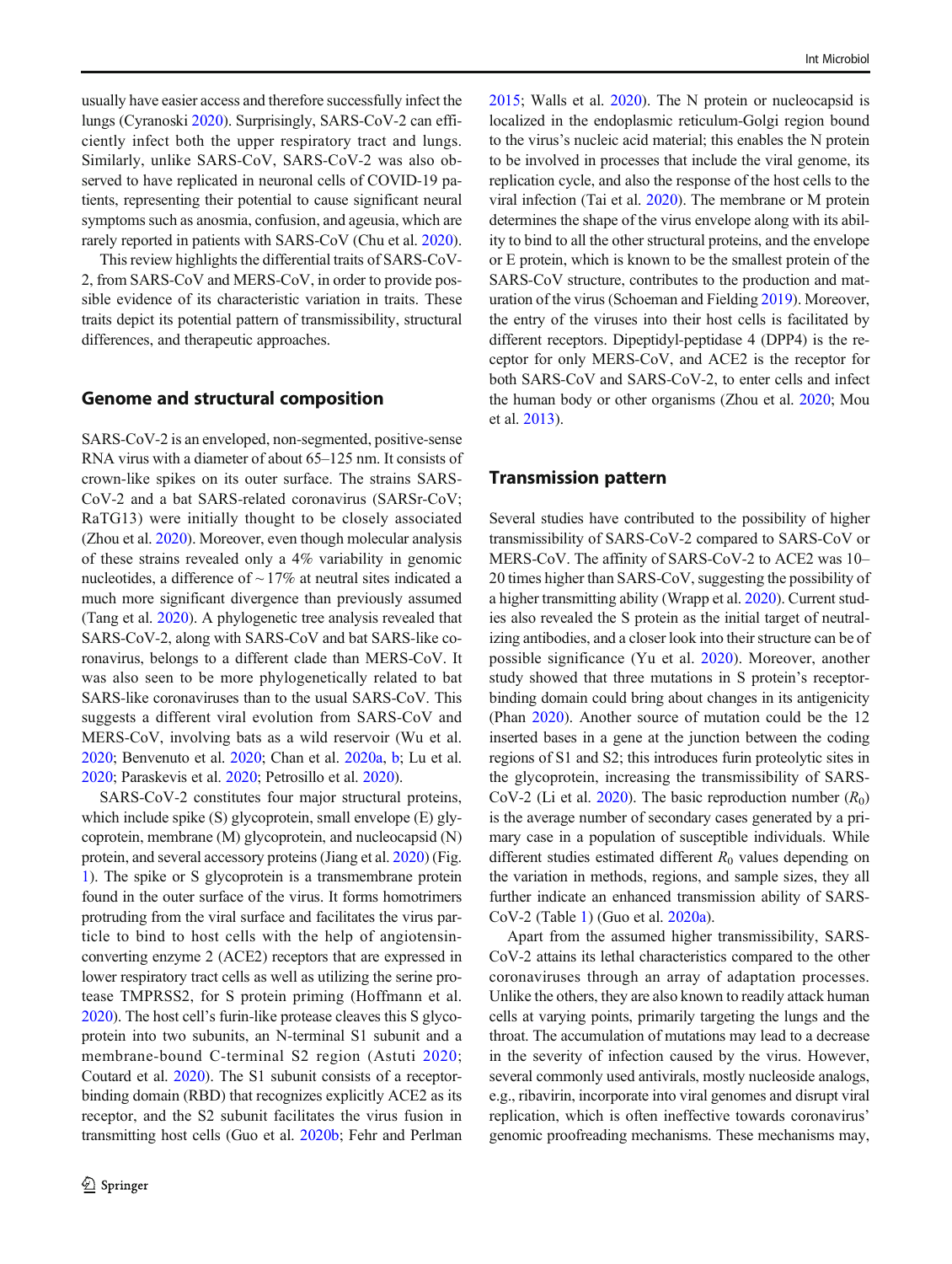usually have easier access and therefore successfully infect the lungs (Cyranoski 2020). Surprisingly, SARS-CoV-2 can efficiently infect both the upper respiratory tract and lungs. Similarly, unlike SARS-CoV, SARS-CoV-2 was also observed to have replicated in neuronal cells of COVID-19 patients, representing their potential to cause significant neural symptoms such as anosmia, confusion, and ageusia, which are rarely reported in patients with SARS-CoV (Chu et al. 2020).

This review highlights the differential traits of SARS-CoV-2, from SARS-CoV and MERS-CoV, in order to provide possible evidence of its characteristic variation in traits. These traits depict its potential pattern of transmissibility, structural differences, and therapeutic approaches.

## Genome and structural composition

SARS-CoV-2 is an enveloped, non-segmented, positive-sense RNA virus with a diameter of about 65–125 nm. It consists of crown-like spikes on its outer surface. The strains SARS-CoV-2 and a bat SARS-related coronavirus (SARSr-CoV; RaTG13) were initially thought to be closely associated (Zhou et al. 2020). Moreover, even though molecular analysis of these strains revealed only a 4% variability in genomic nucleotides, a difference of ~ 17% at neutral sites indicated a much more significant divergence than previously assumed (Tang et al. 2020). A phylogenetic tree analysis revealed that SARS-CoV-2, along with SARS-CoV and bat SARS-like coronavirus, belongs to a different clade than MERS-CoV. It was also seen to be more phylogenetically related to bat SARS-like coronaviruses than to the usual SARS-CoV. This suggests a different viral evolution from SARS-CoV and MERS-CoV, involving bats as a wild reservoir (Wu et al. 2020; Benvenuto et al. 2020; Chan et al. 2020a, b; Lu et al. 2020; Paraskevis et al. 2020; Petrosillo et al. 2020).

SARS-CoV-2 constitutes four major structural proteins, which include spike (S) glycoprotein, small envelope (E) glycoprotein, membrane (M) glycoprotein, and nucleocapsid (N) protein, and several accessory proteins (Jiang et al. 2020) (Fig. 1). The spike or S glycoprotein is a transmembrane protein found in the outer surface of the virus. It forms homotrimers protruding from the viral surface and facilitates the virus particle to bind to host cells with the help of angiotensin-converting enzyme 2 (ACE2) receptors that are expressed in lower respiratory tract cells as well as utilizing the serine protease TMPRSS2, for S protein priming (Hoffmann et al. 2020). The host cell's furin-like protease cleaves this S glycoprotein into two subunits, an N-terminal S1 subunit and a membrane-bound C-terminal S2 region (Astuti 2020; Coutard et al. 2020). The S1 subunit consists of a receptor-binding domain (RBD) that recognizes explicitly ACE2 as its receptor, and the S2 subunit facilitates the virus fusion in transmitting host cells (Guo et al. 2020b; Fehr and Perlman 2015; Walls et al. 2020). The N protein or nucleocapsid is localized in the endoplasmic reticulum-Golgi region bound to the virus's nucleic acid material; this enables the N protein to be involved in processes that include the viral genome, its replication cycle, and also the response of the host cells to the viral infection (Tai et al. 2020). The membrane or M protein determines the shape of the virus envelope along with its ability to bind to all the other structural proteins, and the envelope or E protein, which is known to be the smallest protein of the SARS-CoV structure, contributes to the production and maturation of the virus (Schoeman and Fielding 2019). Moreover, the entry of the viruses into their host cells is facilitated by different receptors. Dipeptidyl-peptidase 4 (DPP4) is the receptor for only MERS-CoV, and ACE2 is the receptor for both SARS-CoV and SARS-CoV-2, to enter cells and infect the human body or other organisms (Zhou et al. 2020; Mou et al. 2013).

## Transmission pattern

Several studies have contributed to the possibility of higher transmissibility of SARS-CoV-2 compared to SARS-CoV or MERS-CoV. The affinity of SARS-CoV-2 to ACE2 was 10–20 times higher than SARS-CoV, suggesting the possibility of a higher transmitting ability (Wrapp et al. 2020). Current studies also revealed the S protein as the initial target of neutralizing antibodies, and a closer look into their structure can be of possible significance (Yu et al. 2020). Moreover, another study showed that three mutations in S protein's receptor-binding domain could bring about changes in its antigenicity (Phan 2020). Another source of mutation could be the 12 inserted bases in a gene at the junction between the coding regions of S1 and S2; this introduces furin proteolytic sites in the glycoprotein, increasing the transmissibility of SARS-CoV-2 (Li et al. 2020). The basic reproduction number ($R_0$) is the average number of secondary cases generated by a primary case in a population of susceptible individuals. While different studies estimated different $R_0$ values depending on the variation in methods, regions, and sample sizes, they all further indicate an enhanced transmission ability of SARS-CoV-2 (Table 1) (Guo et al. 2020a).

Apart from the assumed higher transmissibility, SARS-CoV-2 attains its lethal characteristics compared to the other coronaviruses through an array of adaptation processes. Unlike the others, they are also known to readily attack human cells at varying points, primarily targeting the lungs and the throat. The accumulation of mutations may lead to a decrease in the severity of infection caused by the virus. However, several commonly used antivirals, mostly nucleoside analogs, e.g., ribavirin, incorporate into viral genomes and disrupt viral replication, which is often ineffective towards coronavirus' genomic proofreading mechanisms. These mechanisms may,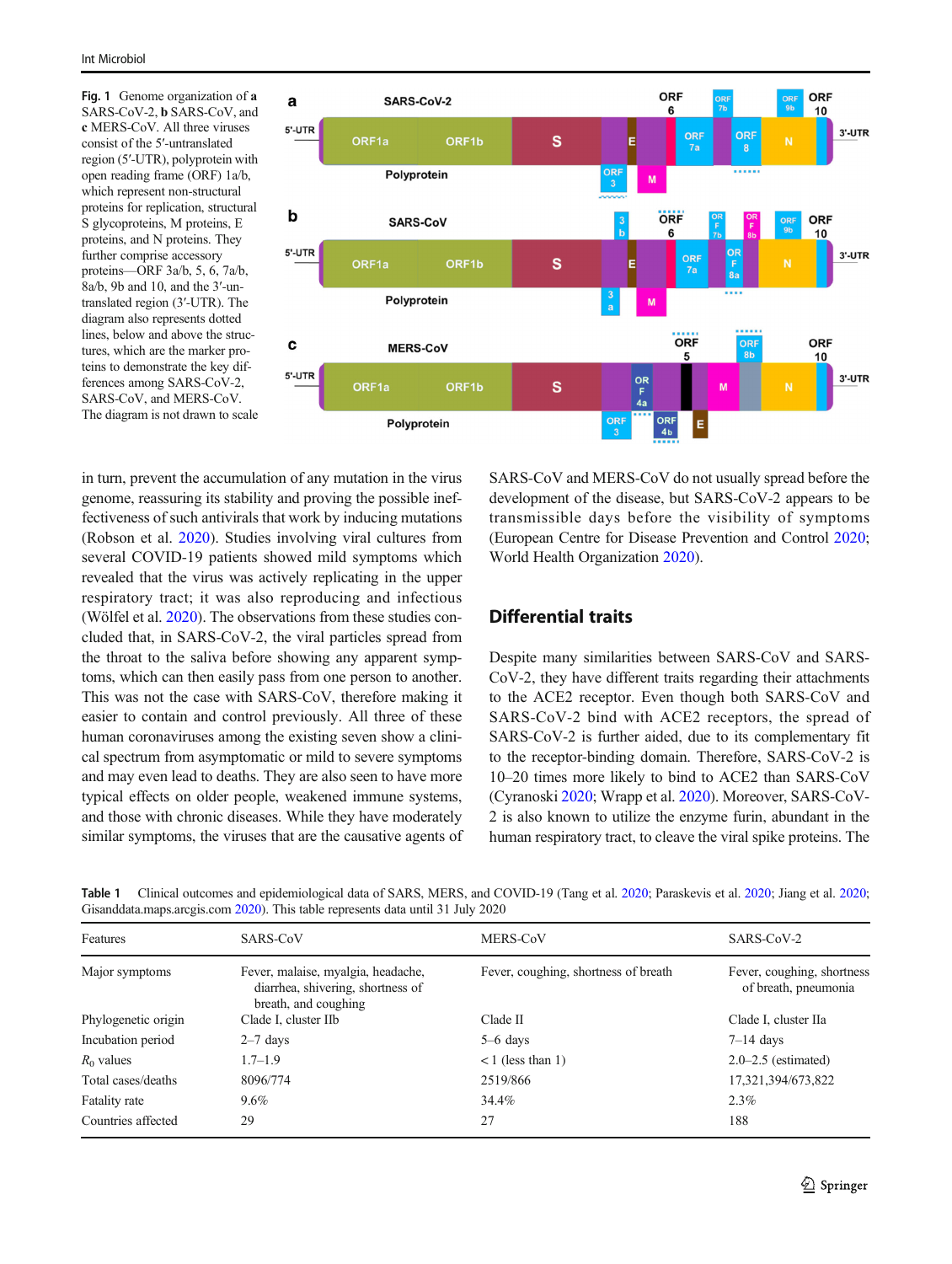**Fig. 1** Genome organization of **a** SARS-CoV-2, **b** SARS-CoV, and **c** MERS-CoV. All three viruses consist of the 5′-untranslated region (5′-UTR), polyprotein with open reading frame (ORF) 1a/b, which represent non-structural proteins for replication, structural S glycoproteins, M proteins, E proteins, and N proteins. They further comprise accessory proteins—ORF 3a/b, 5, 6, 7a/b, 8a/b, 9b and 10, and the 3′-untranslated region (3′-UTR). The diagram also represents dotted lines, below and above the structures, which are the marker proteins to demonstrate the key differences among SARS-CoV-2, SARS-CoV, and MERS-CoV. The diagram is not drawn to scale

in turn, prevent the accumulation of any mutation in the virus genome, reassuring its stability and proving the possible ineffectiveness of such antivirals that work by inducing mutations (Robson et al. 2020). Studies involving viral cultures from several COVID-19 patients showed mild symptoms which revealed that the virus was actively replicating in the upper respiratory tract; it was also reproducing and infectious (Wölfel et al. 2020). The observations from these studies concluded that, in SARS-CoV-2, the viral particles spread from the throat to the saliva before showing any apparent symptoms, which can then easily pass from one person to another. This was not the case with SARS-CoV, therefore making it easier to contain and control previously. All three of these human coronaviruses among the existing seven show a clinical spectrum from asymptomatic or mild to severe symptoms and may even lead to deaths. They are also seen to have more typical effects on older people, weakened immune systems, and those with chronic diseases. While they have moderately similar symptoms, the viruses that are the causative agents of SARS-CoV and MERS-CoV do not usually spread before the development of the disease, but SARS-CoV-2 appears to be transmissible days before the visibility of symptoms (European Centre for Disease Prevention and Control 2020; World Health Organization 2020).

## Differential traits

Despite many similarities between SARS-CoV and SARS-CoV-2, they have different traits regarding their attachments to the ACE2 receptor. Even though both SARS-CoV and SARS-CoV-2 bind with ACE2 receptors, the spread of SARS-CoV-2 is further aided, due to its complementary fit to the receptor-binding domain. Therefore, SARS-CoV-2 is 10–20 times more likely to bind to ACE2 than SARS-CoV (Cyranoski 2020; Wrapp et al. 2020). Moreover, SARS-CoV-2 is also known to utilize the enzyme furin, abundant in the human respiratory tract, to cleave the viral spike proteins. The

**Table 1** Clinical outcomes and epidemiological data of SARS, MERS, and COVID-19 (Tang et al. 2020; Paraskevis et al. 2020; Jiang et al. 2020; Gisanddata.maps.arcgis.com 2020). This table represents data until 31 July 2020

| Features | SARS-CoV | MERS-CoV | SARS-CoV-2 |
|---|---|---|---|
| Major symptoms | Fever, malaise, myalgia, headache, diarrhea, shivering, shortness of breath, and coughing | Fever, coughing, shortness of breath | Fever, coughing, shortness of breath, pneumonia |
| Phylogenetic origin | Clade I, cluster IIb | Clade II | Clade I, cluster IIa |
| Incubation period | 2–7 days | 5–6 days | 7–14 days |
| $R_0$ values | 1.7–1.9 | < 1 (less than 1) | 2.0–2.5 (estimated) |
| Total cases/deaths | 8096/774 | 2519/866 | 17,321,394/673,822 |
| Fatality rate | 9.6% | 34.4% | 2.3% |
| Countries affected | 29 | 27 | 188 |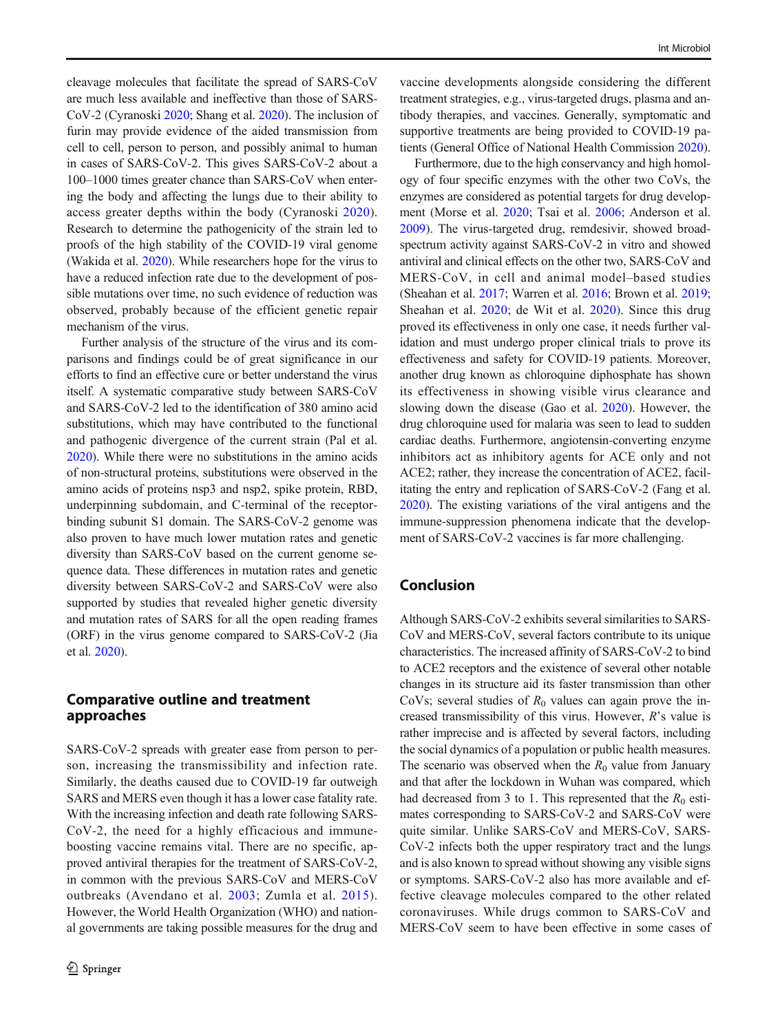cleavage molecules that facilitate the spread of SARS-CoV are much less available and ineffective than those of SARS-CoV-2 (Cyranoski 2020; Shang et al. 2020). The inclusion of furin may provide evidence of the aided transmission from cell to cell, person to person, and possibly animal to human in cases of SARS-CoV-2. This gives SARS-CoV-2 about a 100–1000 times greater chance than SARS-CoV when entering the body and affecting the lungs due to their ability to access greater depths within the body (Cyranoski 2020). Research to determine the pathogenicity of the strain led to proofs of the high stability of the COVID-19 viral genome (Wakida et al. 2020). While researchers hope for the virus to have a reduced infection rate due to the development of possible mutations over time, no such evidence of reduction was observed, probably because of the efficient genetic repair mechanism of the virus.

Further analysis of the structure of the virus and its comparisons and findings could be of great significance in our efforts to find an effective cure or better understand the virus itself. A systematic comparative study between SARS-CoV and SARS-CoV-2 led to the identification of 380 amino acid substitutions, which may have contributed to the functional and pathogenic divergence of the current strain (Pal et al. 2020). While there were no substitutions in the amino acids of non-structural proteins, substitutions were observed in the amino acids of proteins nsp3 and nsp2, spike protein, RBD, underpinning subdomain, and C-terminal of the receptor-binding subunit S1 domain. The SARS-CoV-2 genome was also proven to have much lower mutation rates and genetic diversity than SARS-CoV based on the current genome sequence data. These differences in mutation rates and genetic diversity between SARS-CoV-2 and SARS-CoV were also supported by studies that revealed higher genetic diversity and mutation rates of SARS for all the open reading frames (ORF) in the virus genome compared to SARS-CoV-2 (Jia et al. 2020).

## Comparative outline and treatment approaches

SARS-CoV-2 spreads with greater ease from person to person, increasing the transmissibility and infection rate. Similarly, the deaths caused due to COVID-19 far outweigh SARS and MERS even though it has a lower case fatality rate. With the increasing infection and death rate following SARS-CoV-2, the need for a highly efficacious and immune-boosting vaccine remains vital. There are no specific, approved antiviral therapies for the treatment of SARS-CoV-2, in common with the previous SARS-CoV and MERS-CoV outbreaks (Avendano et al. 2003; Zumla et al. 2015). However, the World Health Organization (WHO) and national governments are taking possible measures for the drug and vaccine developments alongside considering the different treatment strategies, e.g., virus-targeted drugs, plasma and antibody therapies, and vaccines. Generally, symptomatic and supportive treatments are being provided to COVID-19 patients (General Office of National Health Commission 2020).

Furthermore, due to the high conservancy and high homology of four specific enzymes with the other two CoVs, the enzymes are considered as potential targets for drug development (Morse et al. 2020; Tsai et al. 2006; Anderson et al. 2009). The virus-targeted drug, remdesivir, showed broad-spectrum activity against SARS-CoV-2 in vitro and showed antiviral and clinical effects on the other two, SARS-CoV and MERS-CoV, in cell and animal model–based studies (Sheahan et al. 2017; Warren et al. 2016; Brown et al. 2019; Sheahan et al. 2020; de Wit et al. 2020). Since this drug proved its effectiveness in only one case, it needs further validation and must undergo proper clinical trials to prove its effectiveness and safety for COVID-19 patients. Moreover, another drug known as chloroquine diphosphate has shown its effectiveness in showing visible virus clearance and slowing down the disease (Gao et al. 2020). However, the drug chloroquine used for malaria was seen to lead to sudden cardiac deaths. Furthermore, angiotensin-converting enzyme inhibitors act as inhibitory agents for ACE only and not ACE2; rather, they increase the concentration of ACE2, facilitating the entry and replication of SARS-CoV-2 (Fang et al. 2020). The existing variations of the viral antigens and the immune-suppression phenomena indicate that the development of SARS-CoV-2 vaccines is far more challenging.

## Conclusion

Although SARS-CoV-2 exhibits several similarities to SARS-CoV and MERS-CoV, several factors contribute to its unique characteristics. The increased affinity of SARS-CoV-2 to bind to ACE2 receptors and the existence of several other notable changes in its structure aid its faster transmission than other CoVs; several studies of $R_0$ values can again prove the increased transmissibility of this virus. However, $R$'s value is rather imprecise and is affected by several factors, including the social dynamics of a population or public health measures. The scenario was observed when the $R_0$ value from January and that after the lockdown in Wuhan was compared, which had decreased from 3 to 1. This represented that the $R_0$ estimates corresponding to SARS-CoV-2 and SARS-CoV were quite similar. Unlike SARS-CoV and MERS-CoV, SARS-CoV-2 infects both the upper respiratory tract and the lungs and is also known to spread without showing any visible signs or symptoms. SARS-CoV-2 also has more available and effective cleavage molecules compared to the other related coronaviruses. While drugs common to SARS-CoV and MERS-CoV seem to have been effective in some cases of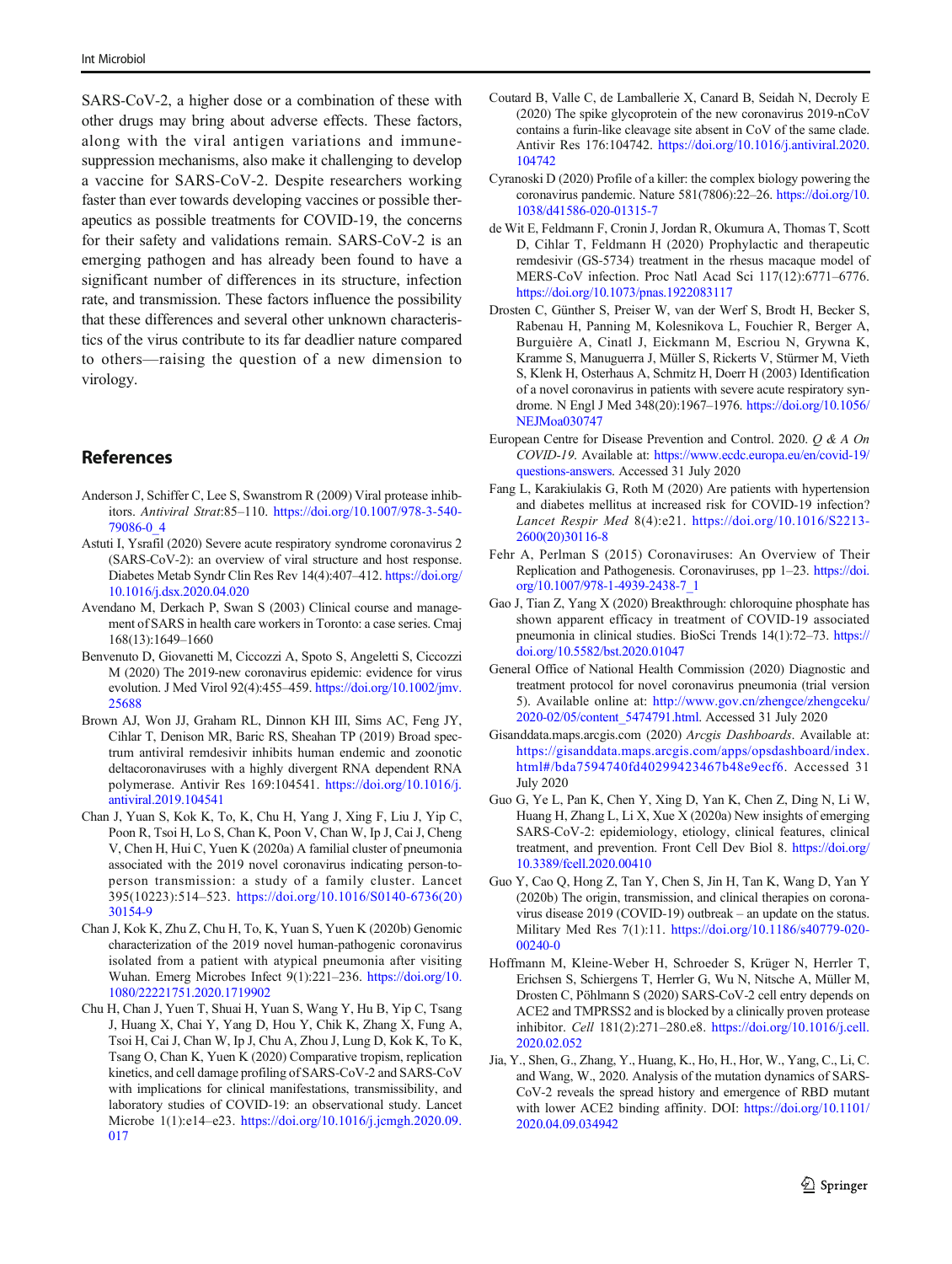SARS-CoV-2, a higher dose or a combination of these with other drugs may bring about adverse effects. These factors, along with the viral antigen variations and immune-suppression mechanisms, also make it challenging to develop a vaccine for SARS-CoV-2. Despite researchers working faster than ever towards developing vaccines or possible therapeutics as possible treatments for COVID-19, the concerns for their safety and validations remain. SARS-CoV-2 is an emerging pathogen and has already been found to have a significant number of differences in its structure, infection rate, and transmission. These factors influence the possibility that these differences and several other unknown characteristics of the virus contribute to its far deadlier nature compared to others—raising the question of a new dimension to virology.

## References

Anderson J, Schiffer C, Lee S, Swanstrom R (2009) Viral protease inhibitors. *Antiviral Strat*:85–110. https://doi.org/10.1007/978-3-540-79086-0_4

Astuti I, Ysrafil (2020) Severe acute respiratory syndrome coronavirus 2 (SARS-CoV-2): an overview of viral structure and host response. Diabetes Metab Syndr Clin Res Rev 14(4):407–412. https://doi.org/10.1016/j.dsx.2020.04.020

Avendano M, Derkach P, Swan S (2003) Clinical course and management of SARS in health care workers in Toronto: a case series. Cmaj 168(13):1649–1660

Benvenuto D, Giovanetti M, Ciccozzi A, Spoto S, Angeletti S, Ciccozzi M (2020) The 2019-new coronavirus epidemic: evidence for virus evolution. J Med Virol 92(4):455–459. https://doi.org/10.1002/jmv.25688

Brown AJ, Won JJ, Graham RL, Dinnon KH III, Sims AC, Feng JY, Cihlar T, Denison MR, Baric RS, Sheahan TP (2019) Broad spectrum antiviral remdesivir inhibits human endemic and zoonotic deltacoronaviruses with a highly divergent RNA dependent RNA polymerase. Antivir Res 169:104541. https://doi.org/10.1016/j.antiviral.2019.104541

Chan J, Yuan S, Kok K, To, K, Chu H, Yang J, Xing F, Liu J, Yip C, Poon R, Tsoi H, Lo S, Chan K, Poon V, Chan W, Ip J, Cai J, Cheng V, Chen H, Hui C, Yuen K (2020a) A familial cluster of pneumonia associated with the 2019 novel coronavirus indicating person-to-person transmission: a study of a family cluster. Lancet 395(10223):514–523. https://doi.org/10.1016/S0140-6736(20)30154-9

Chan J, Kok K, Zhu Z, Chu H, To, K, Yuan S, Yuen K (2020b) Genomic characterization of the 2019 novel human-pathogenic coronavirus isolated from a patient with atypical pneumonia after visiting Wuhan. Emerg Microbes Infect 9(1):221–236. https://doi.org/10.1080/22221751.2020.1719902

Chu H, Chan J, Yuen T, Shuai H, Yuan S, Wang Y, Hu B, Yip C, Tsang J, Huang X, Chai Y, Yang D, Hou Y, Chik K, Zhang X, Fung A, Tsoi H, Cai J, Chan W, Ip J, Chu A, Zhou J, Lung D, Kok K, To K, Tsang O, Chan K, Yuen K (2020) Comparative tropism, replication kinetics, and cell damage profiling of SARS-CoV-2 and SARS-CoV with implications for clinical manifestations, transmissibility, and laboratory studies of COVID-19: an observational study. Lancet Microbe 1(1):e14–e23. https://doi.org/10.1016/j.jcmgh.2020.09.017

Coutard B, Valle C, de Lamballerie X, Canard B, Seidah N, Decroly E (2020) The spike glycoprotein of the new coronavirus 2019-nCoV contains a furin-like cleavage site absent in CoV of the same clade. Antivir Res 176:104742. https://doi.org/10.1016/j.antiviral.2020.104742

Cyranoski D (2020) Profile of a killer: the complex biology powering the coronavirus pandemic. Nature 581(7806):22–26. https://doi.org/10.1038/d41586-020-01315-7

de Wit E, Feldmann F, Cronin J, Jordan R, Okumura A, Thomas T, Scott D, Cihlar T, Feldmann H (2020) Prophylactic and therapeutic remdesivir (GS-5734) treatment in the rhesus macaque model of MERS-CoV infection. Proc Natl Acad Sci 117(12):6771–6776. https://doi.org/10.1073/pnas.1922083117

Drosten C, Günther S, Preiser W, van der Werf S, Brodt H, Becker S, Rabenau H, Panning M, Kolesnikova L, Fouchier R, Berger A, Burguière A, Cinatl J, Eickmann M, Escriou N, Grywna K, Kramme S, Manuguerra J, Müller S, Rickerts V, Stürmer M, Vieth S, Klenk H, Osterhaus A, Schmitz H, Doerr H (2003) Identification of a novel coronavirus in patients with severe acute respiratory syndrome. N Engl J Med 348(20):1967–1976. https://doi.org/10.1056/NEJMoa030747

European Centre for Disease Prevention and Control. 2020. *Q & A On COVID-19*. Available at: https://www.ecdc.europa.eu/en/covid-19/questions-answers. Accessed 31 July 2020

Fang L, Karakiulakis G, Roth M (2020) Are patients with hypertension and diabetes mellitus at increased risk for COVID-19 infection? *Lancet Respir Med* 8(4):e21. https://doi.org/10.1016/S2213-2600(20)30116-8

Fehr A, Perlman S (2015) Coronaviruses: An Overview of Their Replication and Pathogenesis. Coronaviruses, pp 1–23. https://doi.org/10.1007/978-1-4939-2438-7_1

Gao J, Tian Z, Yang X (2020) Breakthrough: chloroquine phosphate has shown apparent efficacy in treatment of COVID-19 associated pneumonia in clinical studies. BioSci Trends 14(1):72–73. https://doi.org/10.5582/bst.2020.01047

General Office of National Health Commission (2020) Diagnostic and treatment protocol for novel coronavirus pneumonia (trial version 5). Available online at: http://www.gov.cn/zhengce/zhengceku/2020-02/05/content_5474791.html. Accessed 31 July 2020

Gisanddata.maps.arcgis.com (2020) *Arcgis Dashboards*. Available at: https://gisanddata.maps.arcgis.com/apps/opsdashboard/index.html#/bda7594740fd40299423467b48e9ecf6. Accessed 31 July 2020

Guo G, Ye L, Pan K, Chen Y, Xing D, Yan K, Chen Z, Ding N, Li W, Huang H, Zhang L, Li X, Xue X (2020a) New insights of emerging SARS-CoV-2: epidemiology, etiology, clinical features, clinical treatment, and prevention. Front Cell Dev Biol 8. https://doi.org/10.3389/fcell.2020.00410

Guo Y, Cao Q, Hong Z, Tan Y, Chen S, Jin H, Tan K, Wang D, Yan Y (2020b) The origin, transmission, and clinical therapies on coronavirus disease 2019 (COVID-19) outbreak – an update on the status. Military Med Res 7(1):11. https://doi.org/10.1186/s40779-020-00240-0

Hoffmann M, Kleine-Weber H, Schroeder S, Krüger N, Herrler T, Erichsen S, Schiergens T, Herrler G, Wu N, Nitsche A, Müller M, Drosten C, Pöhlmann S (2020) SARS-CoV-2 cell entry depends on ACE2 and TMPRSS2 and is blocked by a clinically proven protease inhibitor. *Cell* 181(2):271–280.e8. https://doi.org/10.1016/j.cell.2020.02.052

Jia, Y., Shen, G., Zhang, Y., Huang, K., Ho, H., Hor, W., Yang, C., Li, C. and Wang, W., 2020. Analysis of the mutation dynamics of SARS-CoV-2 reveals the spread history and emergence of RBD mutant with lower ACE2 binding affinity. DOI: https://doi.org/10.1101/2020.04.09.034942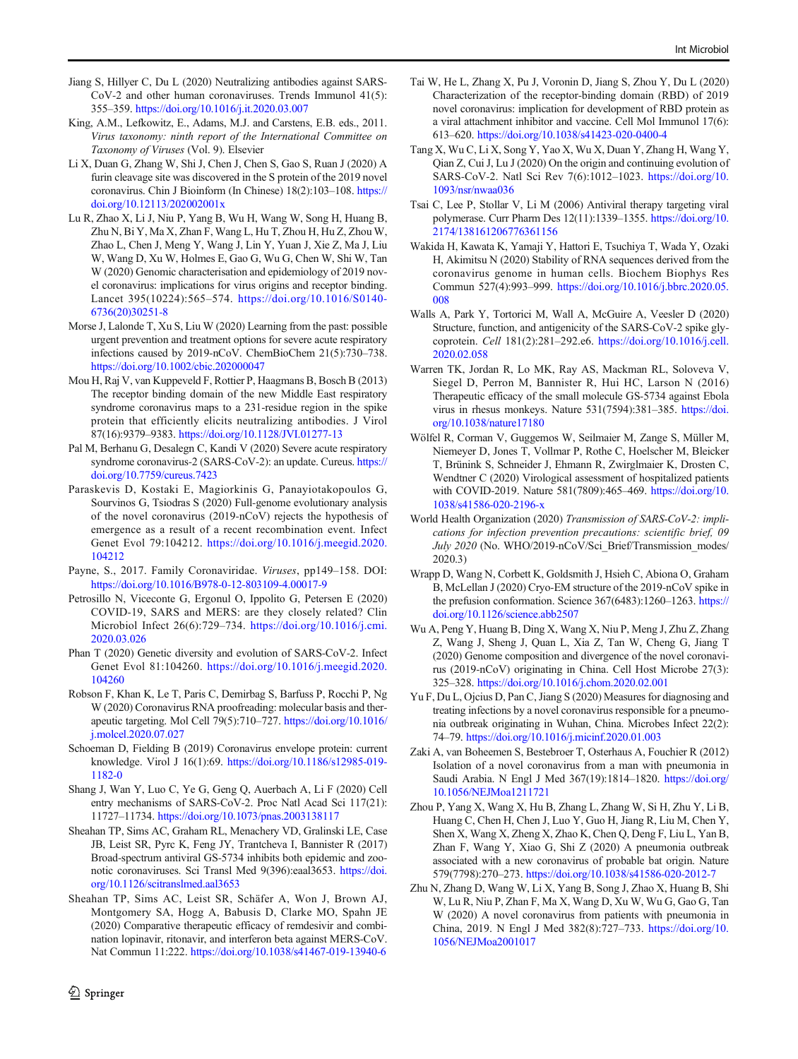Jiang S, Hillyer C, Du L (2020) Neutralizing antibodies against SARS-CoV-2 and other human coronaviruses. Trends Immunol 41(5): 355–359. https://doi.org/10.1016/j.it.2020.03.007

King, A.M., Lefkowitz, E., Adams, M.J. and Carstens, E.B. eds., 2011. *Virus taxonomy: ninth report of the International Committee on Taxonomy of Viruses* (Vol. 9). Elsevier

Li X, Duan G, Zhang W, Shi J, Chen J, Chen S, Gao S, Ruan J (2020) A furin cleavage site was discovered in the S protein of the 2019 novel coronavirus. Chin J Bioinform (In Chinese) 18(2):103–108. https://doi.org/10.12113/202002001x

Lu R, Zhao X, Li J, Niu P, Yang B, Wu H, Wang W, Song H, Huang B, Zhu N, Bi Y, Ma X, Zhan F, Wang L, Hu T, Zhou H, Hu Z, Zhou W, Zhao L, Chen J, Meng Y, Wang J, Lin Y, Yuan J, Xie Z, Ma J, Liu W, Wang D, Xu W, Holmes E, Gao G, Wu G, Chen W, Shi W, Tan W (2020) Genomic characterisation and epidemiology of 2019 novel coronavirus: implications for virus origins and receptor binding. Lancet 395(10224):565–574. https://doi.org/10.1016/S0140-6736(20)30251-8

Morse J, Lalonde T, Xu S, Liu W (2020) Learning from the past: possible urgent prevention and treatment options for severe acute respiratory infections caused by 2019-nCoV. ChemBioChem 21(5):730–738. https://doi.org/10.1002/cbic.202000047

Mou H, Raj V, van Kuppeveld F, Rottier P, Haagmans B, Bosch B (2013) The receptor binding domain of the new Middle East respiratory syndrome coronavirus maps to a 231-residue region in the spike protein that efficiently elicits neutralizing antibodies. J Virol 87(16):9379–9383. https://doi.org/10.1128/JVI.01277-13

Pal M, Berhanu G, Desalegn C, Kandi V (2020) Severe acute respiratory syndrome coronavirus-2 (SARS-CoV-2): an update. Cureus. https://doi.org/10.7759/cureus.7423

Paraskevis D, Kostaki E, Magiorkinis G, Panayiotakopoulos G, Sourvinos G, Tsiodras S (2020) Full-genome evolutionary analysis of the novel coronavirus (2019-nCoV) rejects the hypothesis of emergence as a result of a recent recombination event. Infect Genet Evol 79:104212. https://doi.org/10.1016/j.meegid.2020.104212

Payne, S., 2017. Family Coronaviridae. *Viruses*, pp149–158. DOI: https://doi.org/10.1016/B978-0-12-803109-4.00017-9

Petrosillo N, Viceconte G, Ergonul O, Ippolito G, Petersen E (2020) COVID-19, SARS and MERS: are they closely related? Clin Microbiol Infect 26(6):729–734. https://doi.org/10.1016/j.cmi.2020.03.026

Phan T (2020) Genetic diversity and evolution of SARS-CoV-2. Infect Genet Evol 81:104260. https://doi.org/10.1016/j.meegid.2020.104260

Robson F, Khan K, Le T, Paris C, Demirbag S, Barfuss P, Rocchi P, Ng W (2020) Coronavirus RNA proofreading: molecular basis and therapeutic targeting. Mol Cell 79(5):710–727. https://doi.org/10.1016/j.molcel.2020.07.027

Schoeman D, Fielding B (2019) Coronavirus envelope protein: current knowledge. Virol J 16(1):69. https://doi.org/10.1186/s12985-019-1182-0

Shang J, Wan Y, Luo C, Ye G, Geng Q, Auerbach A, Li F (2020) Cell entry mechanisms of SARS-CoV-2. Proc Natl Acad Sci 117(21): 11727–11734. https://doi.org/10.1073/pnas.2003138117

Sheahan TP, Sims AC, Graham RL, Menachery VD, Gralinski LE, Case JB, Leist SR, Pyrc K, Feng JY, Trantcheva I, Bannister R (2017) Broad-spectrum antiviral GS-5734 inhibits both epidemic and zoonotic coronaviruses. Sci Transl Med 9(396):eaal3653. https://doi.org/10.1126/scitranslmed.aal3653

Sheahan TP, Sims AC, Leist SR, Schäfer A, Won J, Brown AJ, Montgomery SA, Hogg A, Babusis D, Clarke MO, Spahn JE (2020) Comparative therapeutic efficacy of remdesivir and combination lopinavir, ritonavir, and interferon beta against MERS-CoV. Nat Commun 11:222. https://doi.org/10.1038/s41467-019-13940-6

Tai W, He L, Zhang X, Pu J, Voronin D, Jiang S, Zhou Y, Du L (2020) Characterization of the receptor-binding domain (RBD) of 2019 novel coronavirus: implication for development of RBD protein as a viral attachment inhibitor and vaccine. Cell Mol Immunol 17(6): 613–620. https://doi.org/10.1038/s41423-020-0400-4

Tang X, Wu C, Li X, Song Y, Yao X, Wu X, Duan Y, Zhang H, Wang Y, Qian Z, Cui J, Lu J (2020) On the origin and continuing evolution of SARS-CoV-2. Natl Sci Rev 7(6):1012–1023. https://doi.org/10.1093/nsr/nwaa036

Tsai C, Lee P, Stollar V, Li M (2006) Antiviral therapy targeting viral polymerase. Curr Pharm Des 12(11):1339–1355. https://doi.org/10.2174/138161206776361156

Wakida H, Kawata K, Yamaji Y, Hattori E, Tsuchiya T, Wada Y, Ozaki H, Akimitsu N (2020) Stability of RNA sequences derived from the coronavirus genome in human cells. Biochem Biophys Res Commun 527(4):993–999. https://doi.org/10.1016/j.bbrc.2020.05.008

Walls A, Park Y, Tortorici M, Wall A, McGuire A, Veesler D (2020) Structure, function, and antigenicity of the SARS-CoV-2 spike glycoprotein. *Cell* 181(2):281–292.e6. https://doi.org/10.1016/j.cell.2020.02.058

Warren TK, Jordan R, Lo MK, Ray AS, Mackman RL, Soloveva V, Siegel D, Perron M, Bannister R, Hui HC, Larson N (2016) Therapeutic efficacy of the small molecule GS-5734 against Ebola virus in rhesus monkeys. Nature 531(7594):381–385. https://doi.org/10.1038/nature17180

Wölfel R, Corman V, Guggemos W, Seilmaier M, Zange S, Müller M, Niemeyer D, Jones T, Vollmar P, Rothe C, Hoelscher M, Bleicker T, Brünink S, Schneider J, Ehmann R, Zwirglmaier K, Drosten C, Wendtner C (2020) Virological assessment of hospitalized patients with COVID-2019. Nature 581(7809):465–469. https://doi.org/10.1038/s41586-020-2196-x

World Health Organization (2020) *Transmission of SARS-CoV-2: implications for infection prevention precautions: scientific brief, 09 July 2020* (No. WHO/2019-nCoV/Sci_Brief/Transmission_modes/2020.3)

Wrapp D, Wang N, Corbett K, Goldsmith J, Hsieh C, Abiona O, Graham B, McLellan J (2020) Cryo-EM structure of the 2019-nCoV spike in the prefusion conformation. Science 367(6483):1260–1263. https://doi.org/10.1126/science.abb2507

Wu A, Peng Y, Huang B, Ding X, Wang X, Niu P, Meng J, Zhu Z, Zhang Z, Wang J, Sheng J, Quan L, Xia Z, Tan W, Cheng G, Jiang T (2020) Genome composition and divergence of the novel coronavirus (2019-nCoV) originating in China. Cell Host Microbe 27(3): 325–328. https://doi.org/10.1016/j.chom.2020.02.001

Yu F, Du L, Ojcius D, Pan C, Jiang S (2020) Measures for diagnosing and treating infections by a novel coronavirus responsible for a pneumonia outbreak originating in Wuhan, China. Microbes Infect 22(2): 74–79. https://doi.org/10.1016/j.micinf.2020.01.003

Zaki A, van Boheemen S, Bestebroer T, Osterhaus A, Fouchier R (2012) Isolation of a novel coronavirus from a man with pneumonia in Saudi Arabia. N Engl J Med 367(19):1814–1820. https://doi.org/10.1056/NEJMoa1211721

Zhou P, Yang X, Wang X, Hu B, Zhang L, Zhang W, Si H, Zhu Y, Li B, Huang C, Chen H, Chen J, Luo Y, Guo H, Jiang R, Liu M, Chen Y, Shen X, Wang X, Zheng X, Zhao K, Chen Q, Deng F, Liu L, Yan B, Zhan F, Wang Y, Xiao G, Shi Z (2020) A pneumonia outbreak associated with a new coronavirus of probable bat origin. Nature 579(7798):270–273. https://doi.org/10.1038/s41586-020-2012-7

Zhu N, Zhang D, Wang W, Li X, Yang B, Song J, Zhao X, Huang B, Shi W, Lu R, Niu P, Zhan F, Ma X, Wang D, Xu W, Wu G, Gao G, Tan W (2020) A novel coronavirus from patients with pneumonia in China, 2019. N Engl J Med 382(8):727–733. https://doi.org/10.1056/NEJMoa2001017